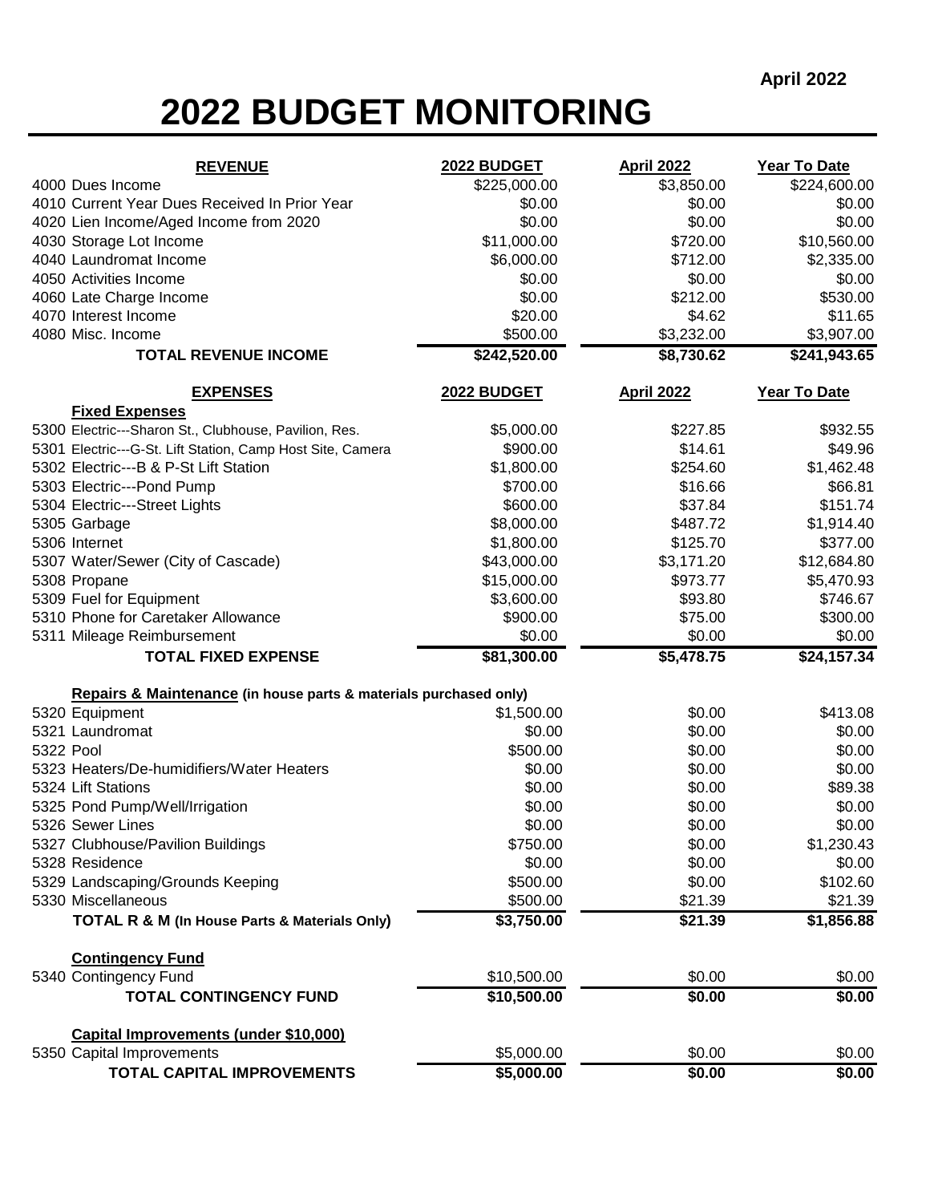April 2022

# 2022 BUDGET MONITORING

| REVENUE | 2022 BUDGET | April 2022 | Year To Date |
|---|---|---|---|
| 4000 Dues Income | $225,000.00 | $3,850.00 | $224,600.00 |
| 4010 Current Year Dues Received In Prior Year | $0.00 | $0.00 | $0.00 |
| 4020 Lien Income/Aged Income from 2020 | $0.00 | $0.00 | $0.00 |
| 4030 Storage Lot Income | $11,000.00 | $720.00 | $10,560.00 |
| 4040 Laundromat Income | $6,000.00 | $712.00 | $2,335.00 |
| 4050 Activities Income | $0.00 | $0.00 | $0.00 |
| 4060 Late Charge Income | $0.00 | $212.00 | $530.00 |
| 4070 Interest Income | $20.00 | $4.62 | $11.65 |
| 4080 Misc. Income | $500.00 | $3,232.00 | $3,907.00 |
| **TOTAL REVENUE INCOME** | **$242,520.00** | **$8,730.62** | **$241,943.65** |

| EXPENSES | 2022 BUDGET | April 2022 | Year To Date |
|---|---|---|---|
| **Fixed Expenses** | | | |
| 5300 Electric---Sharon St., Clubhouse, Pavilion, Res. | $5,000.00 | $227.85 | $932.55 |
| 5301 Electric---G-St. Lift Station, Camp Host Site, Camera | $900.00 | $14.61 | $49.96 |
| 5302 Electric---B & P-St Lift Station | $1,800.00 | $254.60 | $1,462.48 |
| 5303 Electric---Pond Pump | $700.00 | $16.66 | $66.81 |
| 5304 Electric---Street Lights | $600.00 | $37.84 | $151.74 |
| 5305 Garbage | $8,000.00 | $487.72 | $1,914.40 |
| 5306 Internet | $1,800.00 | $125.70 | $377.00 |
| 5307 Water/Sewer (City of Cascade) | $43,000.00 | $3,171.20 | $12,684.80 |
| 5308 Propane | $15,000.00 | $973.77 | $5,470.93 |
| 5309 Fuel for Equipment | $3,600.00 | $93.80 | $746.67 |
| 5310 Phone for Caretaker Allowance | $900.00 | $75.00 | $300.00 |
| 5311 Mileage Reimbursement | $0.00 | $0.00 | $0.00 |
| **TOTAL FIXED EXPENSE** | **$81,300.00** | **$5,478.75** | **$24,157.34** |
| **Repairs & Maintenance (in house parts & materials purchased only)** | | | |
| 5320 Equipment | $1,500.00 | $0.00 | $413.08 |
| 5321 Laundromat | $0.00 | $0.00 | $0.00 |
| 5322 Pool | $500.00 | $0.00 | $0.00 |
| 5323 Heaters/De-humidifiers/Water Heaters | $0.00 | $0.00 | $0.00 |
| 5324 Lift Stations | $0.00 | $0.00 | $89.38 |
| 5325 Pond Pump/Well/Irrigation | $0.00 | $0.00 | $0.00 |
| 5326 Sewer Lines | $0.00 | $0.00 | $0.00 |
| 5327 Clubhouse/Pavilion Buildings | $750.00 | $0.00 | $1,230.43 |
| 5328 Residence | $0.00 | $0.00 | $0.00 |
| 5329 Landscaping/Grounds Keeping | $500.00 | $0.00 | $102.60 |
| 5330 Miscellaneous | $500.00 | $21.39 | $21.39 |
| **TOTAL R & M (In House Parts & Materials Only)** | **$3,750.00** | **$21.39** | **$1,856.88** |
| **Contingency Fund** | | | |
| 5340 Contingency Fund | $10,500.00 | $0.00 | $0.00 |
| **TOTAL CONTINGENCY FUND** | **$10,500.00** | **$0.00** | **$0.00** |
| **Capital Improvements (under $10,000)** | | | |
| 5350 Capital Improvements | $5,000.00 | $0.00 | $0.00 |
| **TOTAL CAPITAL IMPROVEMENTS** | **$5,000.00** | **$0.00** | **$0.00** |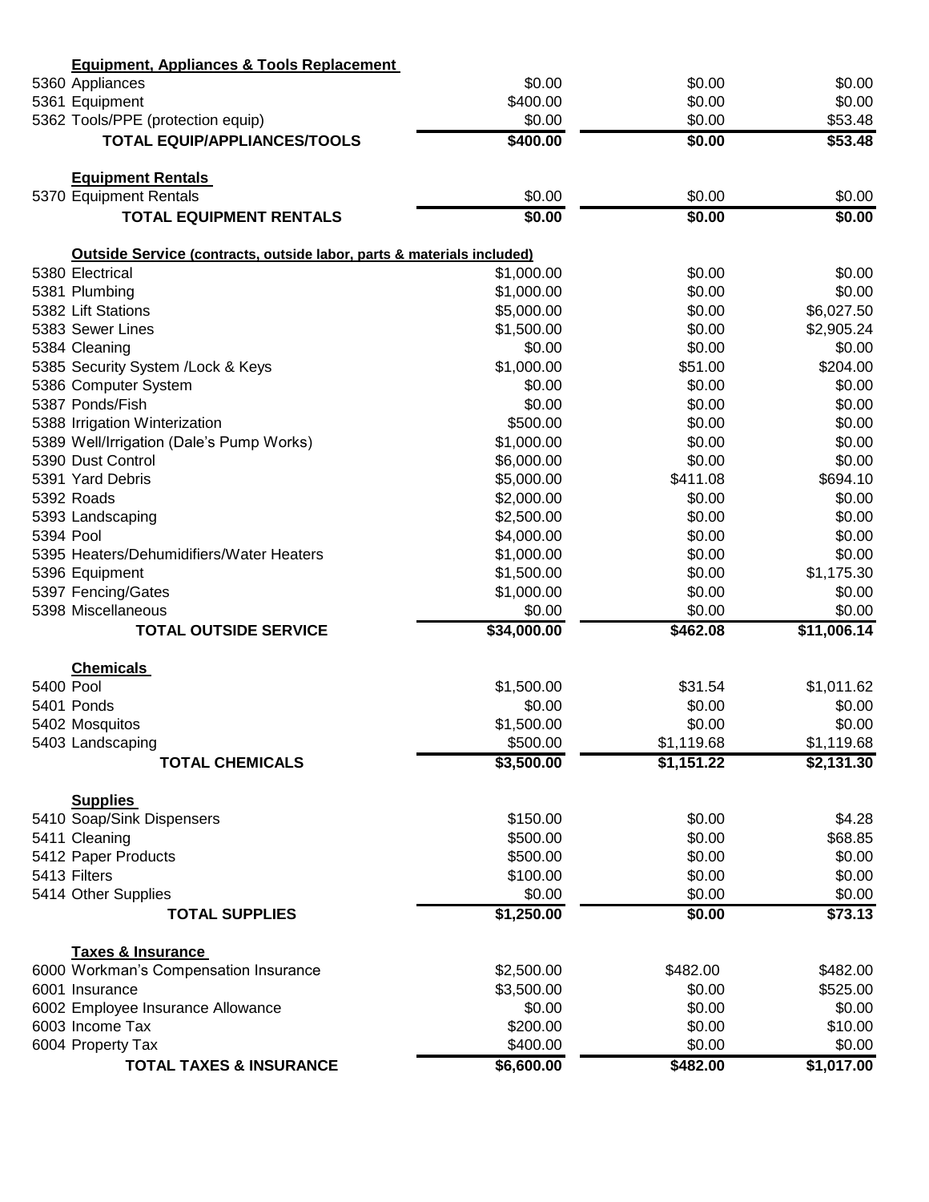| | | | |
|---|---|---|---|
| **Equipment, Appliances & Tools Replacement** | | | |
| 5360 Appliances | $0.00 | $0.00 | $0.00 |
| 5361 Equipment | $400.00 | $0.00 | $0.00 |
| 5362 Tools/PPE (protection equip) | $0.00 | $0.00 | $53.48 |
| **TOTAL EQUIP/APPLIANCES/TOOLS** | **$400.00** | **$0.00** | **$53.48** |
| | | | |
| **Equipment Rentals** | | | |
| 5370 Equipment Rentals | $0.00 | $0.00 | $0.00 |
| **TOTAL EQUIPMENT RENTALS** | **$0.00** | **$0.00** | **$0.00** |
| | | | |
| **Outside Service (contracts, outside labor, parts & materials included)** | | | |
| 5380 Electrical | $1,000.00 | $0.00 | $0.00 |
| 5381 Plumbing | $1,000.00 | $0.00 | $0.00 |
| 5382 Lift Stations | $5,000.00 | $0.00 | $6,027.50 |
| 5383 Sewer Lines | $1,500.00 | $0.00 | $2,905.24 |
| 5384 Cleaning | $0.00 | $0.00 | $0.00 |
| 5385 Security System /Lock & Keys | $1,000.00 | $51.00 | $204.00 |
| 5386 Computer System | $0.00 | $0.00 | $0.00 |
| 5387 Ponds/Fish | $0.00 | $0.00 | $0.00 |
| 5388 Irrigation Winterization | $500.00 | $0.00 | $0.00 |
| 5389 Well/Irrigation (Dale's Pump Works) | $1,000.00 | $0.00 | $0.00 |
| 5390 Dust Control | $6,000.00 | $0.00 | $0.00 |
| 5391 Yard Debris | $5,000.00 | $411.08 | $694.10 |
| 5392 Roads | $2,000.00 | $0.00 | $0.00 |
| 5393 Landscaping | $2,500.00 | $0.00 | $0.00 |
| 5394 Pool | $4,000.00 | $0.00 | $0.00 |
| 5395 Heaters/Dehumidifiers/Water Heaters | $1,000.00 | $0.00 | $0.00 |
| 5396 Equipment | $1,500.00 | $0.00 | $1,175.30 |
| 5397 Fencing/Gates | $1,000.00 | $0.00 | $0.00 |
| 5398 Miscellaneous | $0.00 | $0.00 | $0.00 |
| **TOTAL OUTSIDE SERVICE** | **$34,000.00** | **$462.08** | **$11,006.14** |
| | | | |
| **Chemicals** | | | |
| 5400 Pool | $1,500.00 | $31.54 | $1,011.62 |
| 5401 Ponds | $0.00 | $0.00 | $0.00 |
| 5402 Mosquitos | $1,500.00 | $0.00 | $0.00 |
| 5403 Landscaping | $500.00 | $1,119.68 | $1,119.68 |
| **TOTAL CHEMICALS** | **$3,500.00** | **$1,151.22** | **$2,131.30** |
| | | | |
| **Supplies** | | | |
| 5410 Soap/Sink Dispensers | $150.00 | $0.00 | $4.28 |
| 5411 Cleaning | $500.00 | $0.00 | $68.85 |
| 5412 Paper Products | $500.00 | $0.00 | $0.00 |
| 5413 Filters | $100.00 | $0.00 | $0.00 |
| 5414 Other Supplies | $0.00 | $0.00 | $0.00 |
| **TOTAL SUPPLIES** | **$1,250.00** | **$0.00** | **$73.13** |
| | | | |
| **Taxes & Insurance** | | | |
| 6000 Workman's Compensation Insurance | $2,500.00 | $482.00 | $482.00 |
| 6001 Insurance | $3,500.00 | $0.00 | $525.00 |
| 6002 Employee Insurance Allowance | $0.00 | $0.00 | $0.00 |
| 6003 Income Tax | $200.00 | $0.00 | $10.00 |
| 6004 Property Tax | $400.00 | $0.00 | $0.00 |
| **TOTAL TAXES & INSURANCE** | **$6,600.00** | **$482.00** | **$1,017.00** |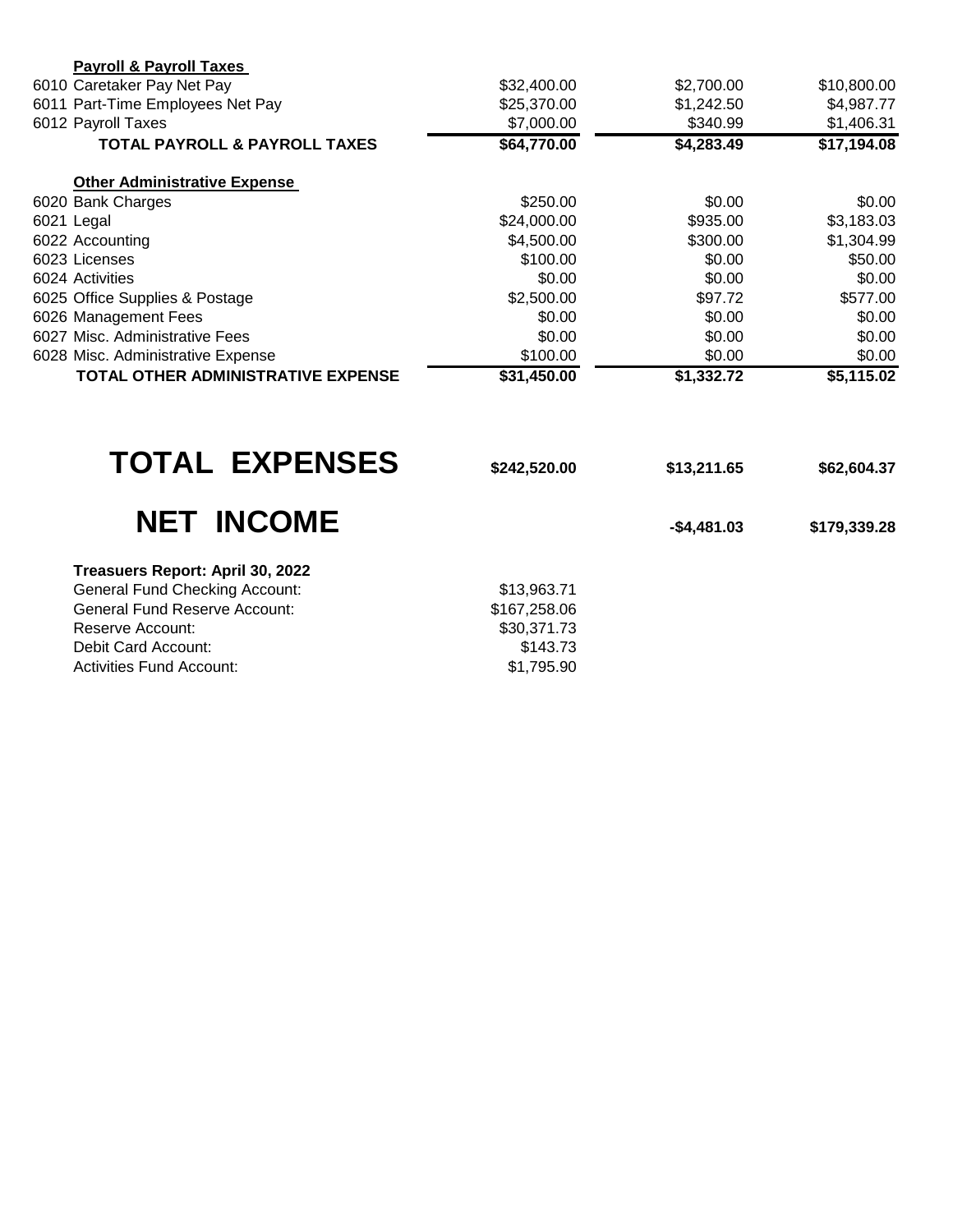| | | | |
|---|---|---|---|
| **Payroll & Payroll Taxes** | | | |
| 6010 Caretaker Pay Net Pay | $32,400.00 | $2,700.00 | $10,800.00 |
| 6011 Part-Time Employees Net Pay | $25,370.00 | $1,242.50 | $4,987.77 |
| 6012 Payroll Taxes | $7,000.00 | $340.99 | $1,406.31 |
| **TOTAL PAYROLL & PAYROLL TAXES** | **$64,770.00** | **$4,283.49** | **$17,194.08** |
| **Other Administrative Expense** | | | |
| 6020 Bank Charges | $250.00 | $0.00 | $0.00 |
| 6021 Legal | $24,000.00 | $935.00 | $3,183.03 |
| 6022 Accounting | $4,500.00 | $300.00 | $1,304.99 |
| 6023 Licenses | $100.00 | $0.00 | $50.00 |
| 6024 Activities | $0.00 | $0.00 | $0.00 |
| 6025 Office Supplies & Postage | $2,500.00 | $97.72 | $577.00 |
| 6026 Management Fees | $0.00 | $0.00 | $0.00 |
| 6027 Misc. Administrative Fees | $0.00 | $0.00 | $0.00 |
| 6028 Misc. Administrative Expense | $100.00 | $0.00 | $0.00 |
| **TOTAL OTHER ADMINISTRATIVE EXPENSE** | **$31,450.00** | **$1,332.72** | **$5,115.02** |
| **TOTAL EXPENSES** | **$242,520.00** | **$13,211.65** | **$62,604.37** |
| **NET INCOME** | | **-$4,481.03** | **$179,339.28** |

**Treasuers Report: April 30, 2022**

| | |
|---|---|
| General Fund Checking Account: | $13,963.71 |
| General Fund Reserve Account: | $167,258.06 |
| Reserve Account: | $30,371.73 |
| Debit Card Account: | $143.73 |
| Activities Fund Account: | $1,795.90 |